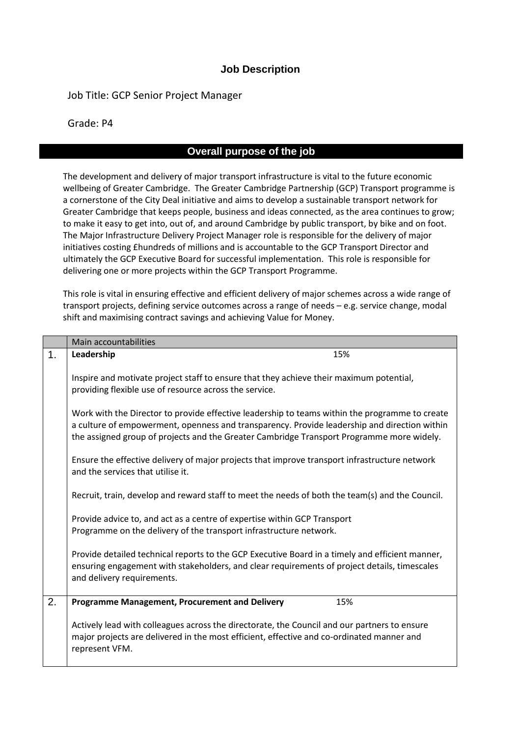# Job Description

Job Title: GCP Senior Project Manager

Grade: P4

## Overall purpose of the job

The development and delivery of major transport infrastructure is vital to the future economic wellbeing of Greater Cambridge. The Greater Cambridge Partnership (GCP) Transport programme is a cornerstone of the City Deal initiative and aims to develop a sustainable transport network for Greater Cambridge that keeps people, business and ideas connected, as the area continues to grow; to make it easy to get into, out of, and around Cambridge by public transport, by bike and on foot. The Major Infrastructure Delivery Project Manager role is responsible for the delivery of major initiatives costing £hundreds of millions and is accountable to the GCP Transport Director and ultimately the GCP Executive Board for successful implementation. This role is responsible for delivering one or more projects within the GCP Transport Programme.

This role is vital in ensuring effective and efficient delivery of major schemes across a wide range of transport projects, defining service outcomes across a range of needs – e.g. service change, modal shift and maximising contract savings and achieving Value for Money.

| | Main accountabilities |
|---|---|
| 1. | **Leadership** 15%<br><br>Inspire and motivate project staff to ensure that they achieve their maximum potential, providing flexible use of resource across the service.<br><br>Work with the Director to provide effective leadership to teams within the programme to create a culture of empowerment, openness and transparency. Provide leadership and direction within the assigned group of projects and the Greater Cambridge Transport Programme more widely.<br><br>Ensure the effective delivery of major projects that improve transport infrastructure network and the services that utilise it.<br><br>Recruit, train, develop and reward staff to meet the needs of both the team(s) and the Council.<br><br>Provide advice to, and act as a centre of expertise within GCP Transport Programme on the delivery of the transport infrastructure network.<br><br>Provide detailed technical reports to the GCP Executive Board in a timely and efficient manner, ensuring engagement with stakeholders, and clear requirements of project details, timescales and delivery requirements. |
| 2. | **Programme Management, Procurement and Delivery** 15%<br><br>Actively lead with colleagues across the directorate, the Council and our partners to ensure major projects are delivered in the most efficient, effective and co-ordinated manner and represent VFM. |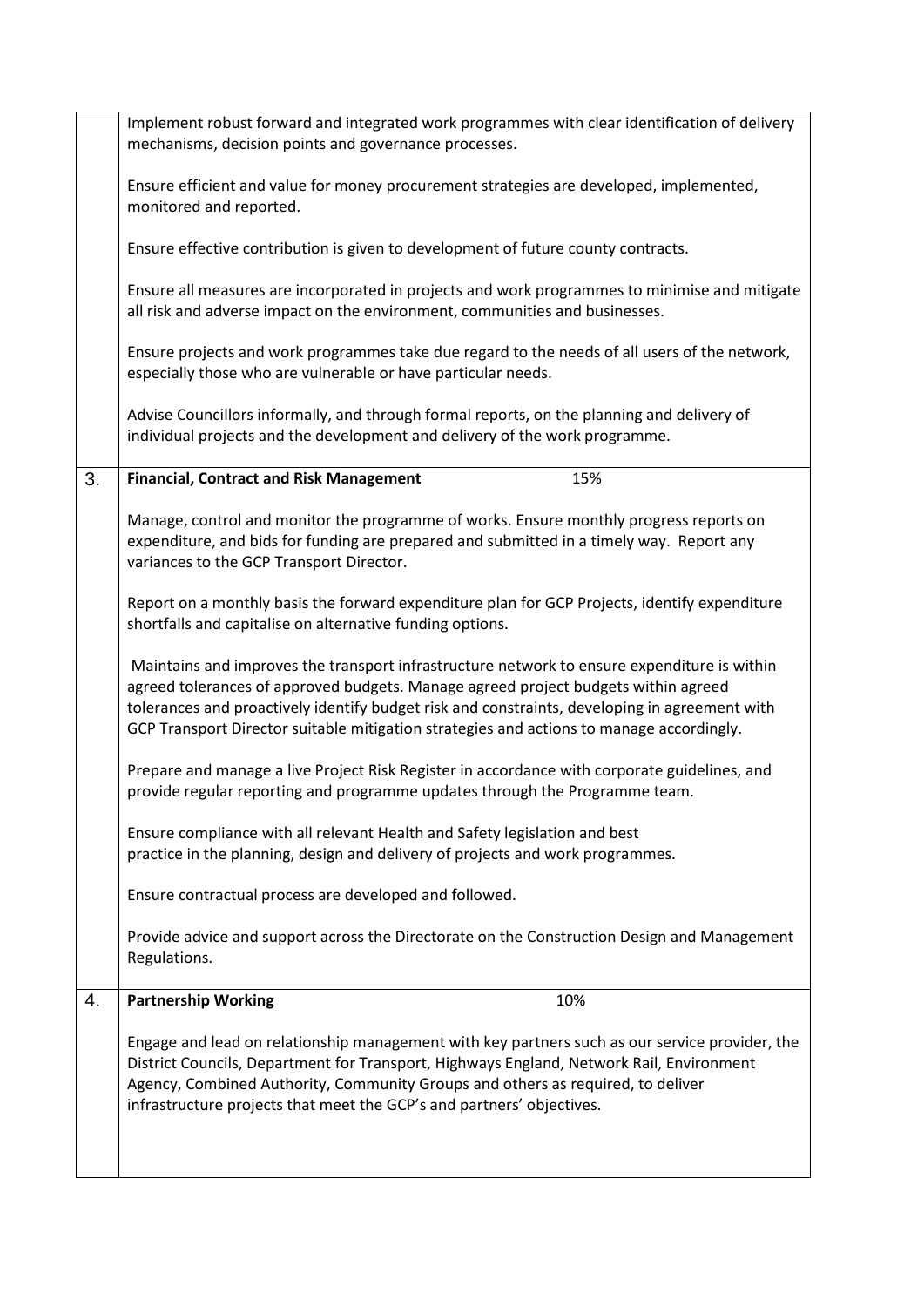| | |
|---|---|
| | Implement robust forward and integrated work programmes with clear identification of delivery mechanisms, decision points and governance processes.<br><br>Ensure efficient and value for money procurement strategies are developed, implemented, monitored and reported.<br><br>Ensure effective contribution is given to development of future county contracts.<br><br>Ensure all measures are incorporated in projects and work programmes to minimise and mitigate all risk and adverse impact on the environment, communities and businesses.<br><br>Ensure projects and work programmes take due regard to the needs of all users of the network, especially those who are vulnerable or have particular needs.<br><br>Advise Councillors informally, and through formal reports, on the planning and delivery of individual projects and the development and delivery of the work programme. |
| 3. | **Financial, Contract and Risk Management** 15%<br><br>Manage, control and monitor the programme of works. Ensure monthly progress reports on expenditure, and bids for funding are prepared and submitted in a timely way. Report any variances to the GCP Transport Director.<br><br>Report on a monthly basis the forward expenditure plan for GCP Projects, identify expenditure shortfalls and capitalise on alternative funding options.<br><br>Maintains and improves the transport infrastructure network to ensure expenditure is within agreed tolerances of approved budgets. Manage agreed project budgets within agreed tolerances and proactively identify budget risk and constraints, developing in agreement with GCP Transport Director suitable mitigation strategies and actions to manage accordingly.<br><br>Prepare and manage a live Project Risk Register in accordance with corporate guidelines, and provide regular reporting and programme updates through the Programme team.<br><br>Ensure compliance with all relevant Health and Safety legislation and best practice in the planning, design and delivery of projects and work programmes.<br><br>Ensure contractual process are developed and followed.<br><br>Provide advice and support across the Directorate on the Construction Design and Management Regulations. |
| 4. | **Partnership Working** 10%<br><br>Engage and lead on relationship management with key partners such as our service provider, the District Councils, Department for Transport, Highways England, Network Rail, Environment Agency, Combined Authority, Community Groups and others as required, to deliver infrastructure projects that meet the GCP's and partners' objectives. |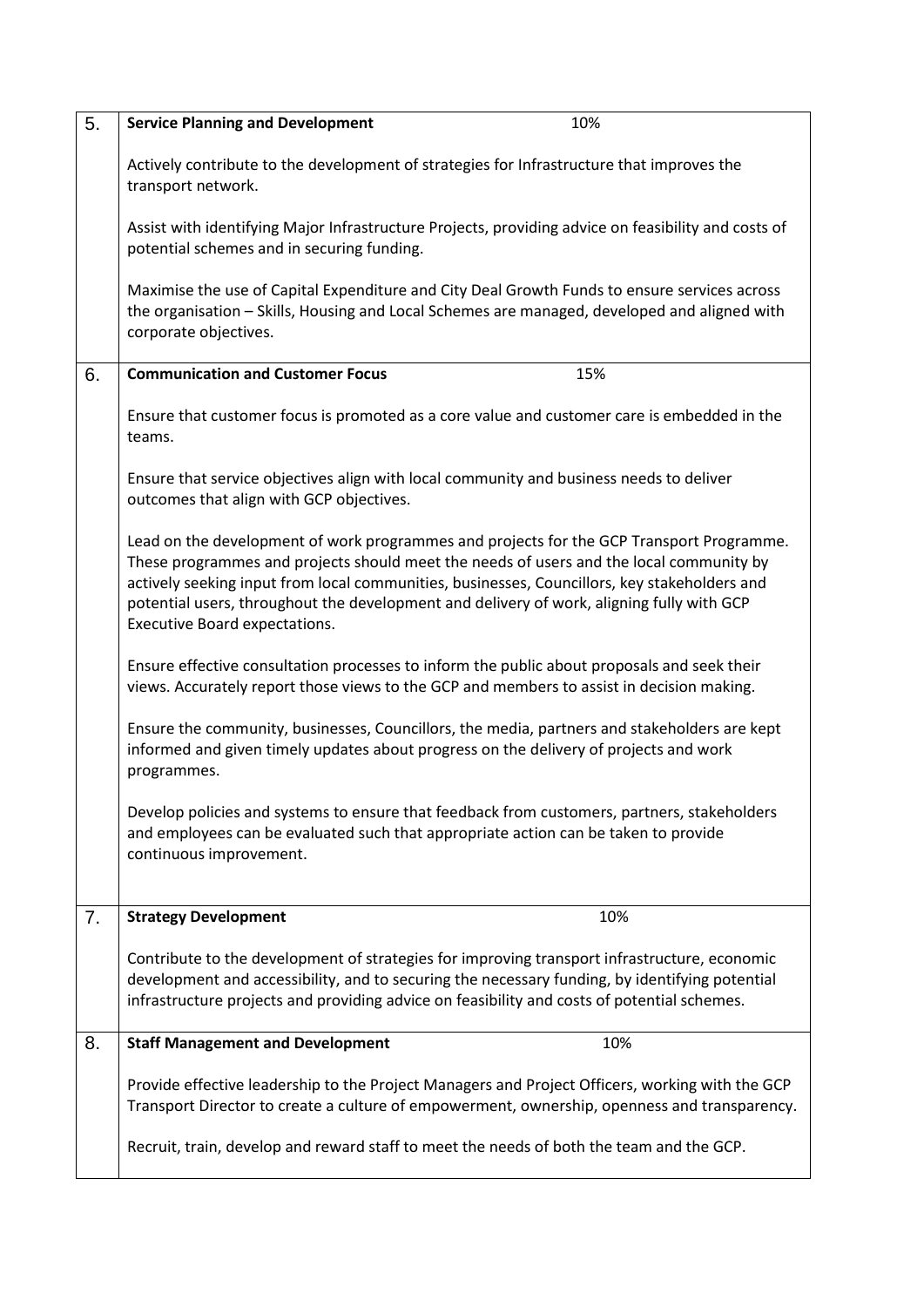| | | |
|---|---|---|
| 5. | **Service Planning and Development** | 10% |
| | Actively contribute to the development of strategies for Infrastructure that improves the transport network.<br><br>Assist with identifying Major Infrastructure Projects, providing advice on feasibility and costs of potential schemes and in securing funding.<br><br>Maximise the use of Capital Expenditure and City Deal Growth Funds to ensure services across the organisation – Skills, Housing and Local Schemes are managed, developed and aligned with corporate objectives. | |
| 6. | **Communication and Customer Focus** | 15% |
| | Ensure that customer focus is promoted as a core value and customer care is embedded in the teams.<br><br>Ensure that service objectives align with local community and business needs to deliver outcomes that align with GCP objectives.<br><br>Lead on the development of work programmes and projects for the GCP Transport Programme. These programmes and projects should meet the needs of users and the local community by actively seeking input from local communities, businesses, Councillors, key stakeholders and potential users, throughout the development and delivery of work, aligning fully with GCP Executive Board expectations.<br><br>Ensure effective consultation processes to inform the public about proposals and seek their views. Accurately report those views to the GCP and members to assist in decision making.<br><br>Ensure the community, businesses, Councillors, the media, partners and stakeholders are kept informed and given timely updates about progress on the delivery of projects and work programmes.<br><br>Develop policies and systems to ensure that feedback from customers, partners, stakeholders and employees can be evaluated such that appropriate action can be taken to provide continuous improvement. | |
| 7. | **Strategy Development** | 10% |
| | Contribute to the development of strategies for improving transport infrastructure, economic development and accessibility, and to securing the necessary funding, by identifying potential infrastructure projects and providing advice on feasibility and costs of potential schemes. | |
| 8. | **Staff Management and Development** | 10% |
| | Provide effective leadership to the Project Managers and Project Officers, working with the GCP Transport Director to create a culture of empowerment, ownership, openness and transparency.<br><br>Recruit, train, develop and reward staff to meet the needs of both the team and the GCP. | |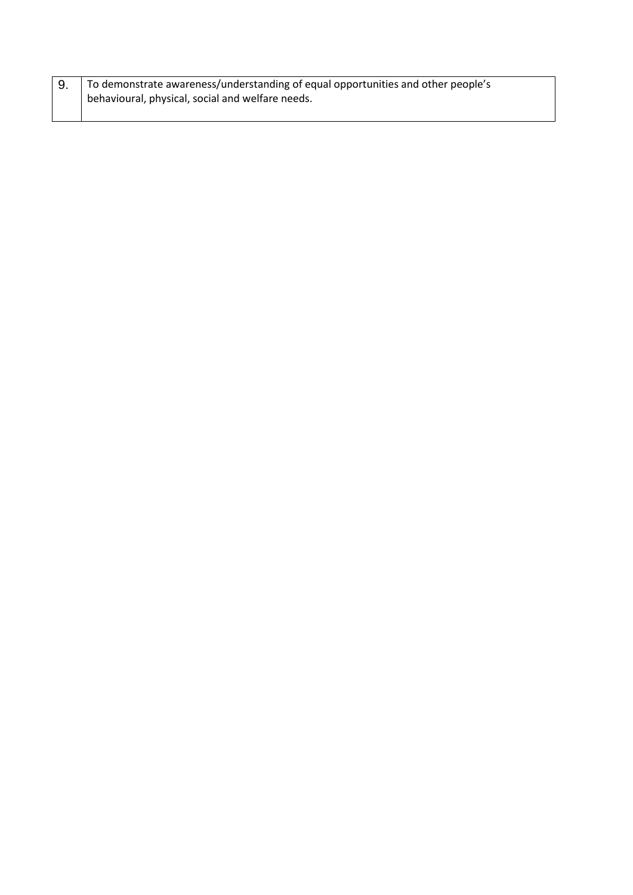| 9. | To demonstrate awareness/understanding of equal opportunities and other people's behavioural, physical, social and welfare needs. |
|---|---|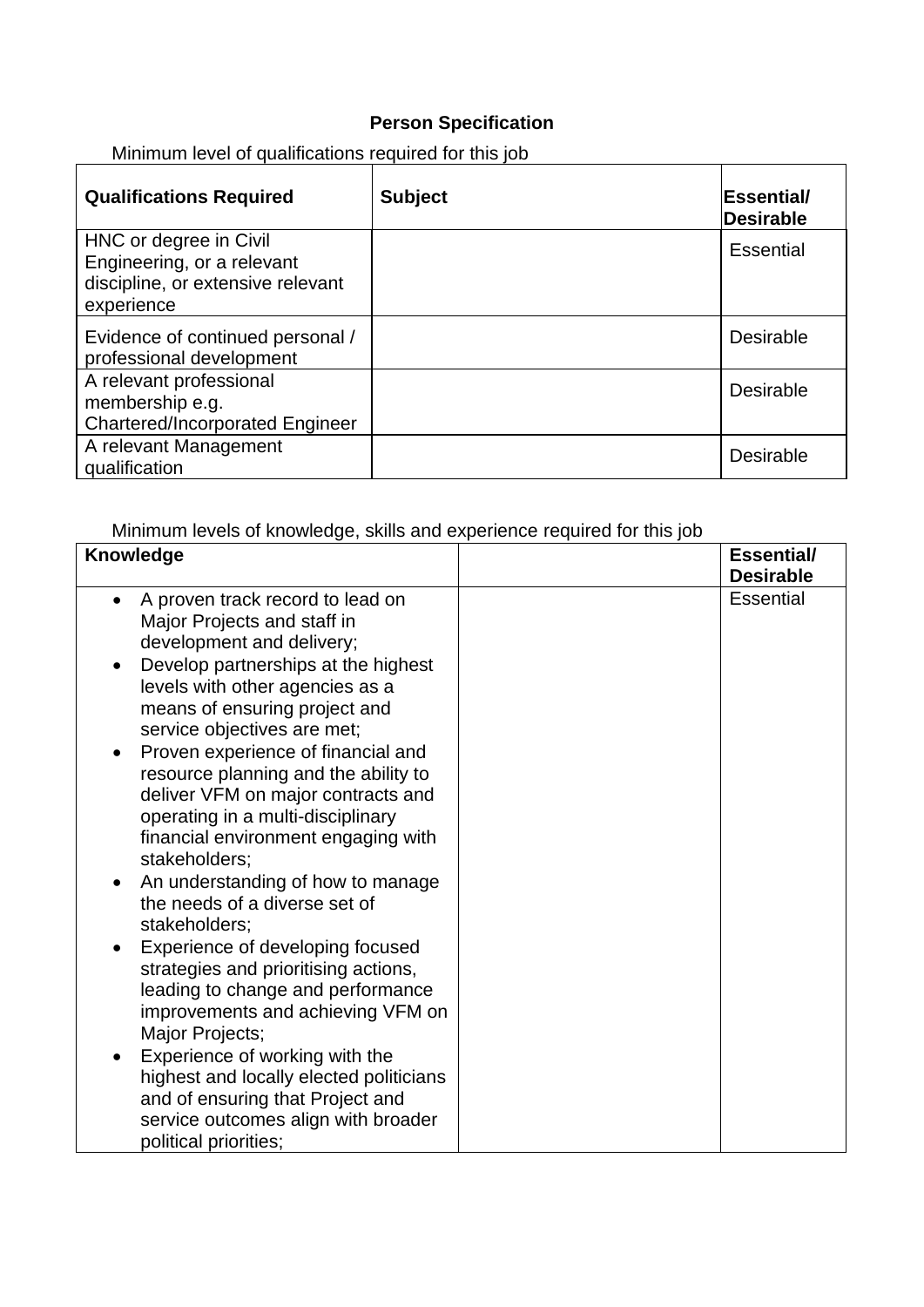**Person Specification**

Minimum level of qualifications required for this job

| Qualifications Required | Subject | Essential/ Desirable |
|---|---|---|
| HNC or degree in Civil Engineering, or a relevant discipline, or extensive relevant experience | | Essential |
| Evidence of continued personal / professional development | | Desirable |
| A relevant professional membership e.g. Chartered/Incorporated Engineer | | Desirable |
| A relevant Management qualification | | Desirable |

Minimum levels of knowledge, skills and experience required for this job

| Knowledge | | Essential/ Desirable |
|---|---|---|
| • A proven track record to lead on Major Projects and staff in development and delivery;<br>• Develop partnerships at the highest levels with other agencies as a means of ensuring project and service objectives are met;<br>• Proven experience of financial and resource planning and the ability to deliver VFM on major contracts and operating in a multi-disciplinary financial environment engaging with stakeholders;<br>• An understanding of how to manage the needs of a diverse set of stakeholders;<br>• Experience of developing focused strategies and prioritising actions, leading to change and performance improvements and achieving VFM on Major Projects;<br>• Experience of working with the highest and locally elected politicians and of ensuring that Project and service outcomes align with broader political priorities; | | Essential |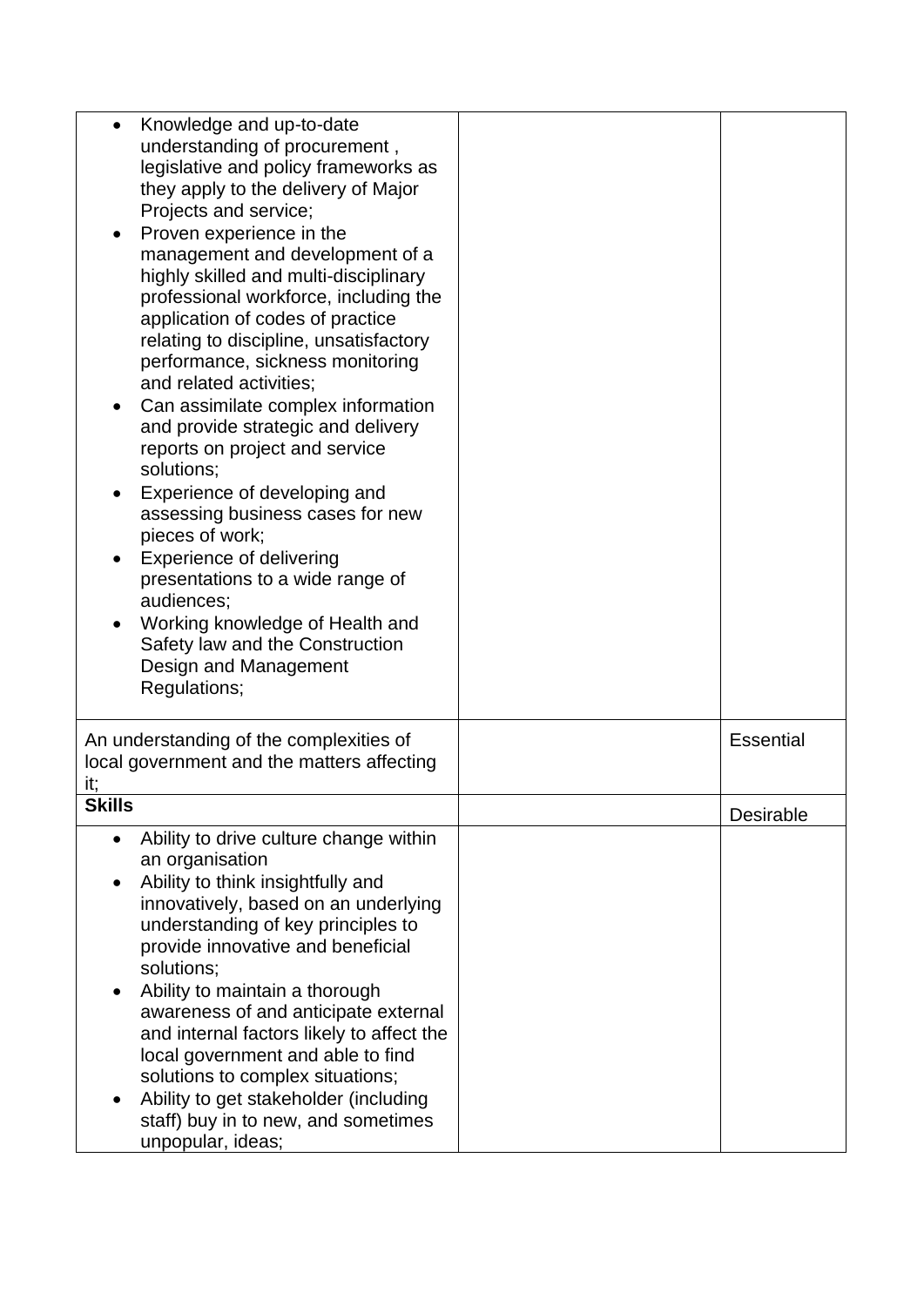| | | |
|---|---|---|
| • Knowledge and up-to-date understanding of procurement , legislative and policy frameworks as they apply to the delivery of Major Projects and service;<br>• Proven experience in the management and development of a highly skilled and multi-disciplinary professional workforce, including the application of codes of practice relating to discipline, unsatisfactory performance, sickness monitoring and related activities;<br>• Can assimilate complex information and provide strategic and delivery reports on project and service solutions;<br>• Experience of developing and assessing business cases for new pieces of work;<br>• Experience of delivering presentations to a wide range of audiences;<br>• Working knowledge of Health and Safety law and the Construction Design and Management Regulations; | | |
| An understanding of the complexities of local government and the matters affecting it; | | Essential |
| **Skills** | | Desirable |
| • Ability to drive culture change within an organisation<br>• Ability to think insightfully and innovatively, based on an underlying understanding of key principles to provide innovative and beneficial solutions;<br>• Ability to maintain a thorough awareness of and anticipate external and internal factors likely to affect the local government and able to find solutions to complex situations;<br>• Ability to get stakeholder (including staff) buy in to new, and sometimes unpopular, ideas; | | |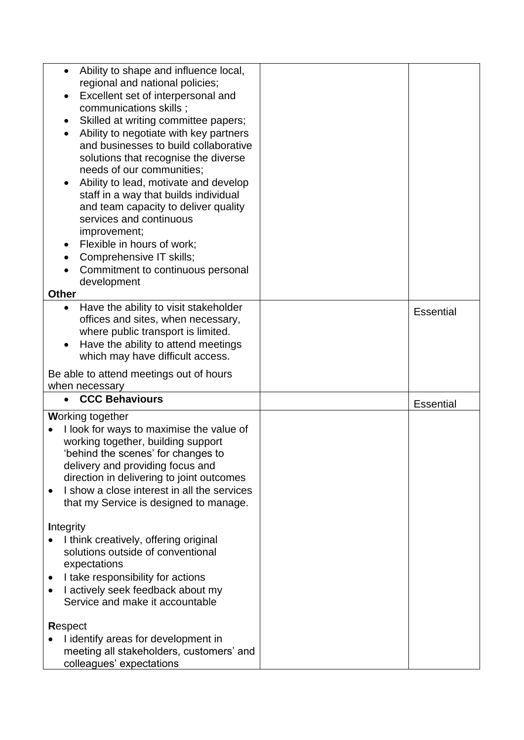| | | |
|---|---|---|
| • Ability to shape and influence local, regional and national policies;<br>• Excellent set of interpersonal and communications skills ;<br>• Skilled at writing committee papers;<br>• Ability to negotiate with key partners and businesses to build collaborative solutions that recognise the diverse needs of our communities;<br>• Ability to lead, motivate and develop staff in a way that builds individual and team capacity to deliver quality services and continuous improvement;<br>• Flexible in hours of work;<br>• Comprehensive IT skills;<br>• Commitment to continuous personal development<br>**Other** | | |
| • Have the ability to visit stakeholder offices and sites, when necessary, where public transport is limited.<br>• Have the ability to attend meetings which may have difficult access.<br><br>Be able to attend meetings out of hours when necessary | | Essential |
| • **CCC Behaviours** | | Essential |
| **W**orking together<br>• I look for ways to maximise the value of working together, building support 'behind the scenes' for changes to delivery and providing focus and direction in delivering to joint outcomes<br>• I show a close interest in all the services that my Service is designed to manage.<br><br>**I**ntegrity<br>• I think creatively, offering original solutions outside of conventional expectations<br>• I take responsibility for actions<br>• I actively seek feedback about my Service and make it accountable<br><br>**R**espect<br>• I identify areas for development in meeting all stakeholders, customers' and colleagues' expectations | | |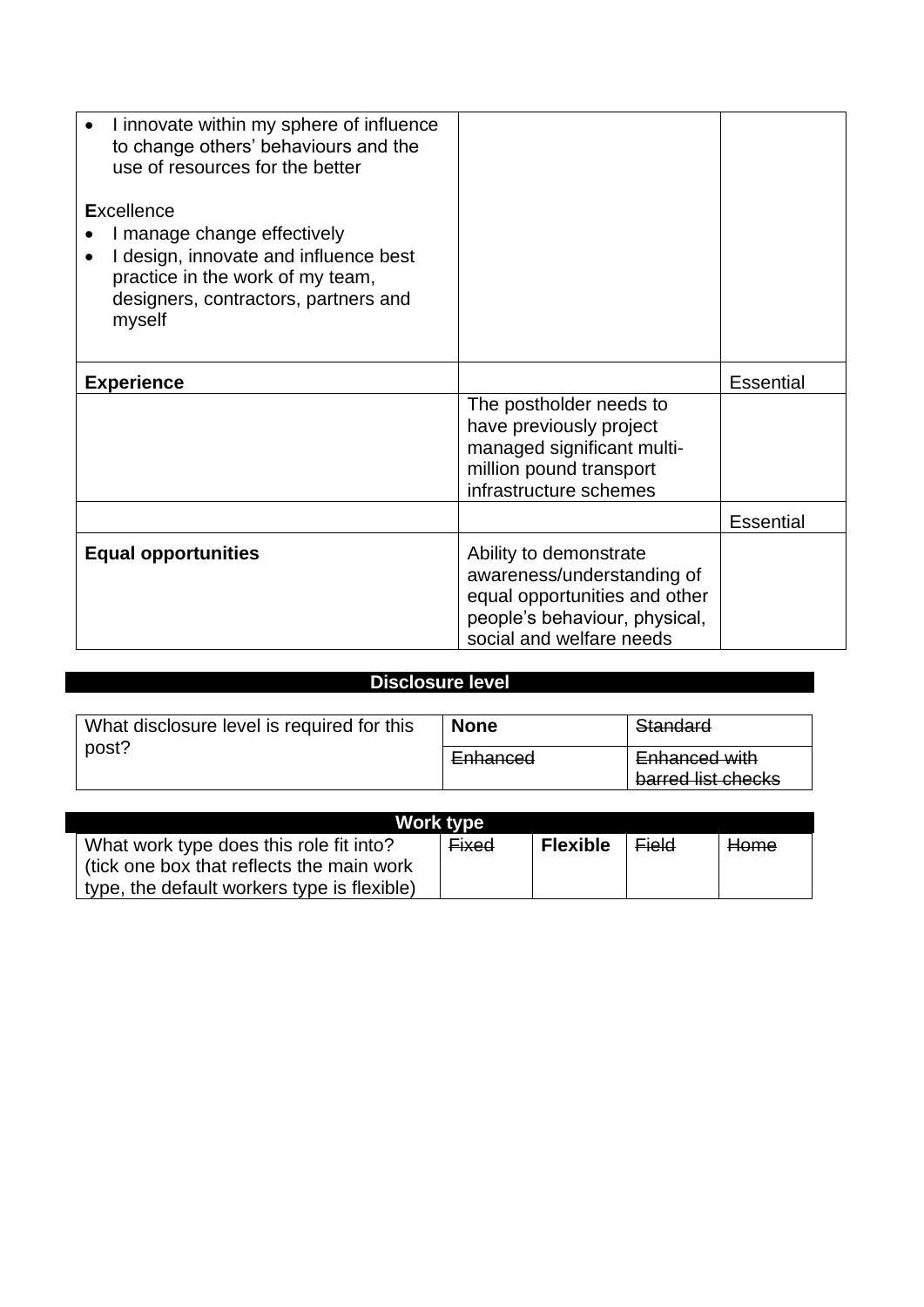| | | |
|---|---|---|
| • I innovate within my sphere of influence to change others' behaviours and the use of resources for the better<br><br>**E**xcellence<br>• I manage change effectively<br>• I design, innovate and influence best practice in the work of my team, designers, contractors, partners and myself | | |
| **Experience** | | Essential |
| | The postholder needs to have previously project managed significant multi-million pound transport infrastructure schemes | |
| | | Essential |
| **Equal opportunities** | Ability to demonstrate awareness/understanding of equal opportunities and other people's behaviour, physical, social and welfare needs | |

## Disclosure level

| | | |
|---|---|---|
| What disclosure level is required for this post? | **None** | ~~Standard~~ |
| | ~~Enhanced~~ | ~~Enhanced with barred list checks~~ |

## Work type

| | | | | |
|---|---|---|---|---|
| What work type does this role fit into? (tick one box that reflects the main work type, the default workers type is flexible) | ~~Fixed~~ | **Flexible** | ~~Field~~ | ~~Home~~ |